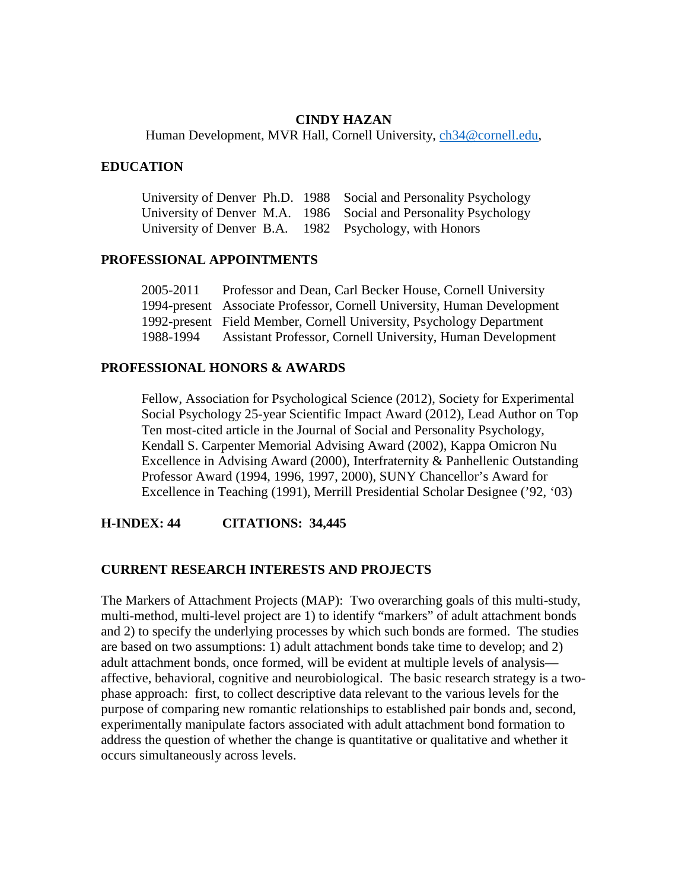# CINDY HAZAN

Human Development, MVR Hall, Cornell University, ch34@cornell.edu,

## EDUCATION

| | | | |
|---|---|---|---|
| University of Denver | Ph.D. | 1988 | Social and Personality Psychology |
| University of Denver | M.A. | 1986 | Social and Personality Psychology |
| University of Denver | B.A. | 1982 | Psychology, with Honors |

## PROFESSIONAL APPOINTMENTS

| | |
|---|---|
| 2005-2011 | Professor and Dean, Carl Becker House, Cornell University |
| 1994-present | Associate Professor, Cornell University, Human Development |
| 1992-present | Field Member, Cornell University, Psychology Department |
| 1988-1994 | Assistant Professor, Cornell University, Human Development |

## PROFESSIONAL HONORS & AWARDS

Fellow, Association for Psychological Science (2012), Society for Experimental Social Psychology 25-year Scientific Impact Award (2012), Lead Author on Top Ten most-cited article in the Journal of Social and Personality Psychology, Kendall S. Carpenter Memorial Advising Award (2002), Kappa Omicron Nu Excellence in Advising Award (2000), Interfraternity & Panhellenic Outstanding Professor Award (1994, 1996, 1997, 2000), SUNY Chancellor's Award for Excellence in Teaching (1991), Merrill Presidential Scholar Designee ('92, '03)

**H-INDEX: 44 CITATIONS: 34,445**

## CURRENT RESEARCH INTERESTS AND PROJECTS

The Markers of Attachment Projects (MAP): Two overarching goals of this multi-study, multi-method, multi-level project are 1) to identify "markers" of adult attachment bonds and 2) to specify the underlying processes by which such bonds are formed. The studies are based on two assumptions: 1) adult attachment bonds take time to develop; and 2) adult attachment bonds, once formed, will be evident at multiple levels of analysis—affective, behavioral, cognitive and neurobiological. The basic research strategy is a two-phase approach: first, to collect descriptive data relevant to the various levels for the purpose of comparing new romantic relationships to established pair bonds and, second, experimentally manipulate factors associated with adult attachment bond formation to address the question of whether the change is quantitative or qualitative and whether it occurs simultaneously across levels.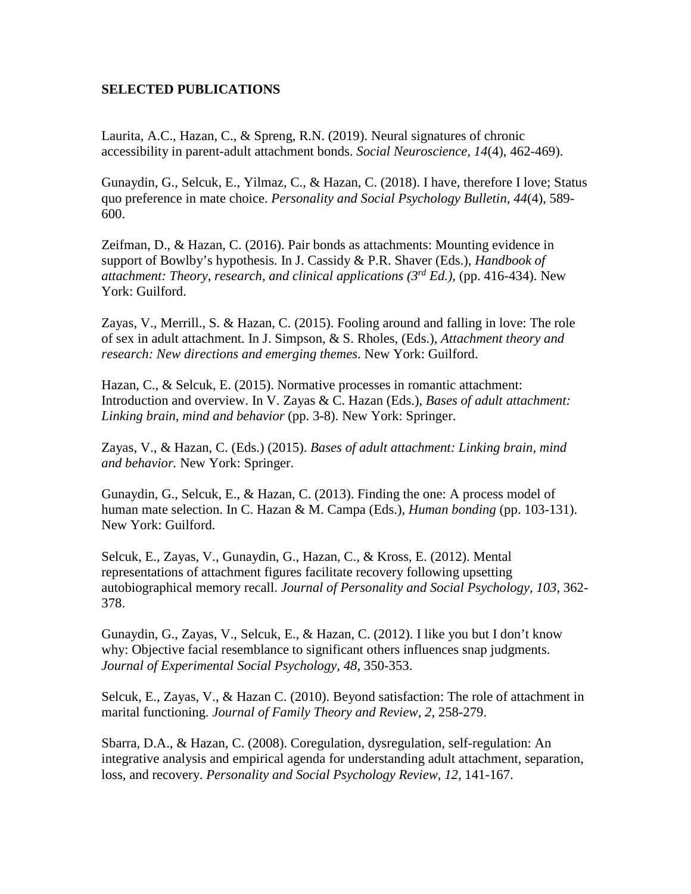**SELECTED PUBLICATIONS**

Laurita, A.C., Hazan, C., & Spreng, R.N. (2019). Neural signatures of chronic accessibility in parent-adult attachment bonds. *Social Neuroscience, 14*(4), 462-469).

Gunaydin, G., Selcuk, E., Yilmaz, C., & Hazan, C. (2018). I have, therefore I love; Status quo preference in mate choice. *Personality and Social Psychology Bulletin, 44*(4), 589-600.

Zeifman, D., & Hazan, C. (2016). Pair bonds as attachments: Mounting evidence in support of Bowlby's hypothesis. In J. Cassidy & P.R. Shaver (Eds.), *Handbook of attachment: Theory, research, and clinical applications (3rd Ed.),* (pp. 416-434). New York: Guilford.

Zayas, V., Merrill., S. & Hazan, C. (2015). Fooling around and falling in love: The role of sex in adult attachment. In J. Simpson, & S. Rholes, (Eds.), *Attachment theory and research: New directions and emerging themes*. New York: Guilford.

Hazan, C., & Selcuk, E. (2015). Normative processes in romantic attachment: Introduction and overview. In V. Zayas & C. Hazan (Eds.), *Bases of adult attachment: Linking brain, mind and behavior* (pp. 3-8). New York: Springer.

Zayas, V., & Hazan, C. (Eds.) (2015). *Bases of adult attachment: Linking brain, mind and behavior.* New York: Springer.

Gunaydin, G., Selcuk, E., & Hazan, C. (2013). Finding the one: A process model of human mate selection. In C. Hazan & M. Campa (Eds.), *Human bonding* (pp. 103-131). New York: Guilford.

Selcuk, E., Zayas, V., Gunaydin, G., Hazan, C., & Kross, E. (2012). Mental representations of attachment figures facilitate recovery following upsetting autobiographical memory recall. *Journal of Personality and Social Psychology, 103,* 362-378.

Gunaydin, G., Zayas, V., Selcuk, E., & Hazan, C. (2012). I like you but I don't know why: Objective facial resemblance to significant others influences snap judgments. *Journal of Experimental Social Psychology, 48,* 350-353.

Selcuk, E., Zayas, V., & Hazan C. (2010). Beyond satisfaction: The role of attachment in marital functioning. *Journal of Family Theory and Review, 2,* 258-279.

Sbarra, D.A., & Hazan, C. (2008). Coregulation, dysregulation, self-regulation: An integrative analysis and empirical agenda for understanding adult attachment, separation, loss, and recovery. *Personality and Social Psychology Review, 12,* 141-167.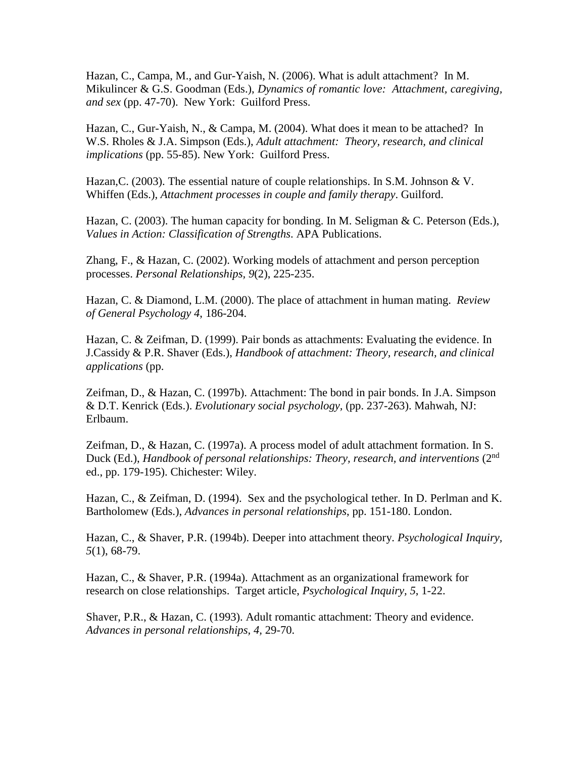Hazan, C., Campa, M., and Gur-Yaish, N. (2006). What is adult attachment? In M. Mikulincer & G.S. Goodman (Eds.), *Dynamics of romantic love: Attachment, caregiving, and sex* (pp. 47-70). New York: Guilford Press.

Hazan, C., Gur-Yaish, N., & Campa, M. (2004). What does it mean to be attached? In W.S. Rholes & J.A. Simpson (Eds.), *Adult attachment: Theory, research, and clinical implications* (pp. 55-85). New York: Guilford Press.

Hazan,C. (2003). The essential nature of couple relationships. In S.M. Johnson & V. Whiffen (Eds.), *Attachment processes in couple and family therapy*. Guilford.

Hazan, C. (2003). The human capacity for bonding. In M. Seligman & C. Peterson (Eds.), *Values in Action: Classification of Strengths*. APA Publications.

Zhang, F., & Hazan, C. (2002). Working models of attachment and person perception processes. *Personal Relationships, 9*(2), 225-235.

Hazan, C. & Diamond, L.M. (2000). The place of attachment in human mating. *Review of General Psychology 4*, 186-204.

Hazan, C. & Zeifman, D. (1999). Pair bonds as attachments: Evaluating the evidence. In J.Cassidy & P.R. Shaver (Eds.), *Handbook of attachment: Theory, research, and clinical applications* (pp.

Zeifman, D., & Hazan, C. (1997b). Attachment: The bond in pair bonds. In J.A. Simpson & D.T. Kenrick (Eds.). *Evolutionary social psychology*, (pp. 237-263). Mahwah, NJ: Erlbaum.

Zeifman, D., & Hazan, C. (1997a). A process model of adult attachment formation. In S. Duck (Ed.), *Handbook of personal relationships: Theory, research, and interventions* (2nd ed., pp. 179-195). Chichester: Wiley.

Hazan, C., & Zeifman, D. (1994). Sex and the psychological tether. In D. Perlman and K. Bartholomew (Eds.), *Advances in personal relationships*, pp. 151-180. London.

Hazan, C., & Shaver, P.R. (1994b). Deeper into attachment theory. *Psychological Inquiry, 5*(1), 68-79.

Hazan, C., & Shaver, P.R. (1994a). Attachment as an organizational framework for research on close relationships. Target article, *Psychological Inquiry, 5*, 1-22.

Shaver, P.R., & Hazan, C. (1993). Adult romantic attachment: Theory and evidence. *Advances in personal relationships, 4*, 29-70.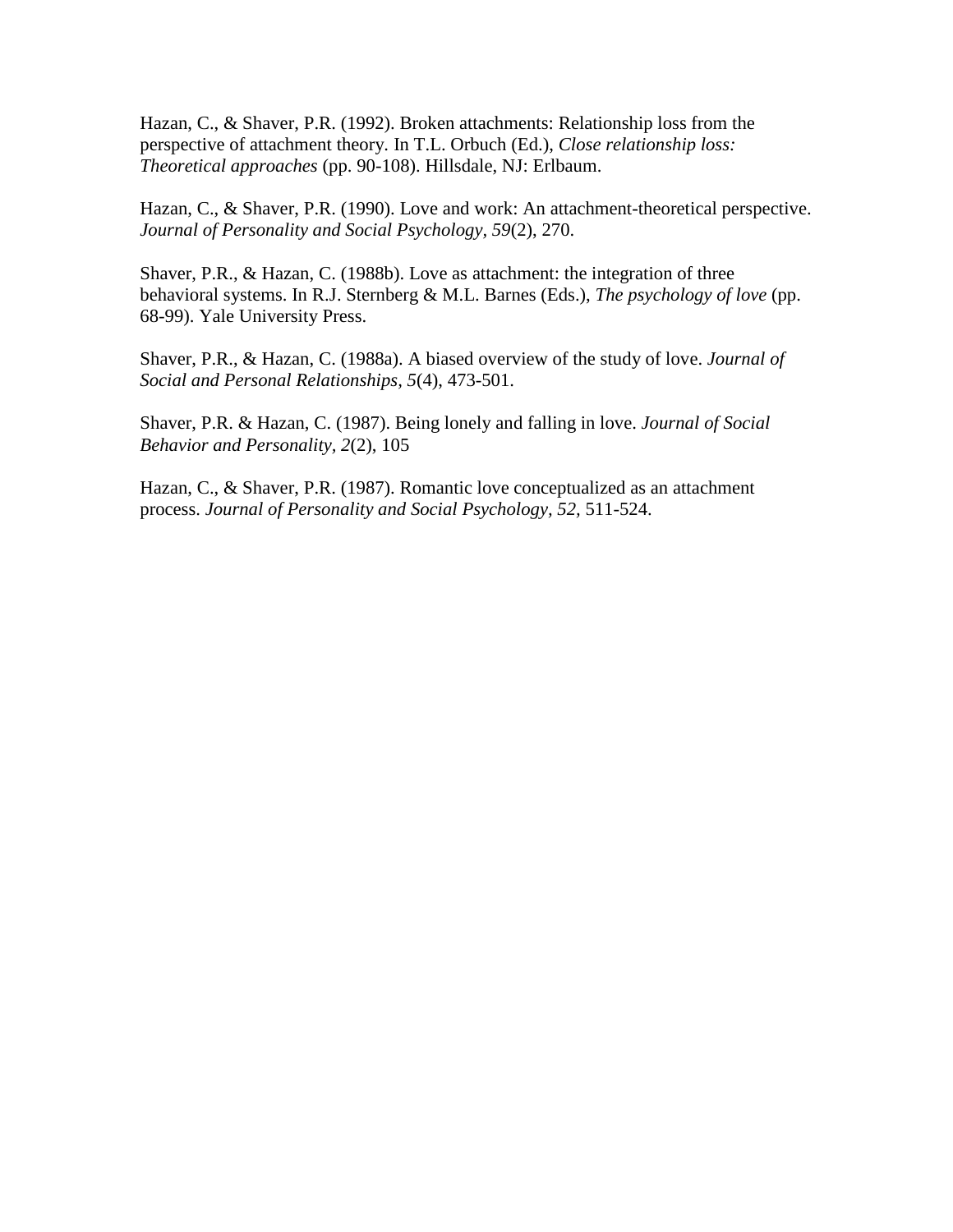Hazan, C., & Shaver, P.R. (1992). Broken attachments: Relationship loss from the perspective of attachment theory. In T.L. Orbuch (Ed.), *Close relationship loss: Theoretical approaches* (pp. 90-108). Hillsdale, NJ: Erlbaum.

Hazan, C., & Shaver, P.R. (1990). Love and work: An attachment-theoretical perspective. *Journal of Personality and Social Psychology, 59*(2), 270.

Shaver, P.R., & Hazan, C. (1988b). Love as attachment: the integration of three behavioral systems. In R.J. Sternberg & M.L. Barnes (Eds.), *The psychology of love* (pp. 68-99). Yale University Press.

Shaver, P.R., & Hazan, C. (1988a). A biased overview of the study of love. *Journal of Social and Personal Relationships, 5*(4), 473-501.

Shaver, P.R. & Hazan, C. (1987). Being lonely and falling in love. *Journal of Social Behavior and Personality, 2*(2), 105

Hazan, C., & Shaver, P.R. (1987). Romantic love conceptualized as an attachment process. *Journal of Personality and Social Psychology, 52,* 511-524.